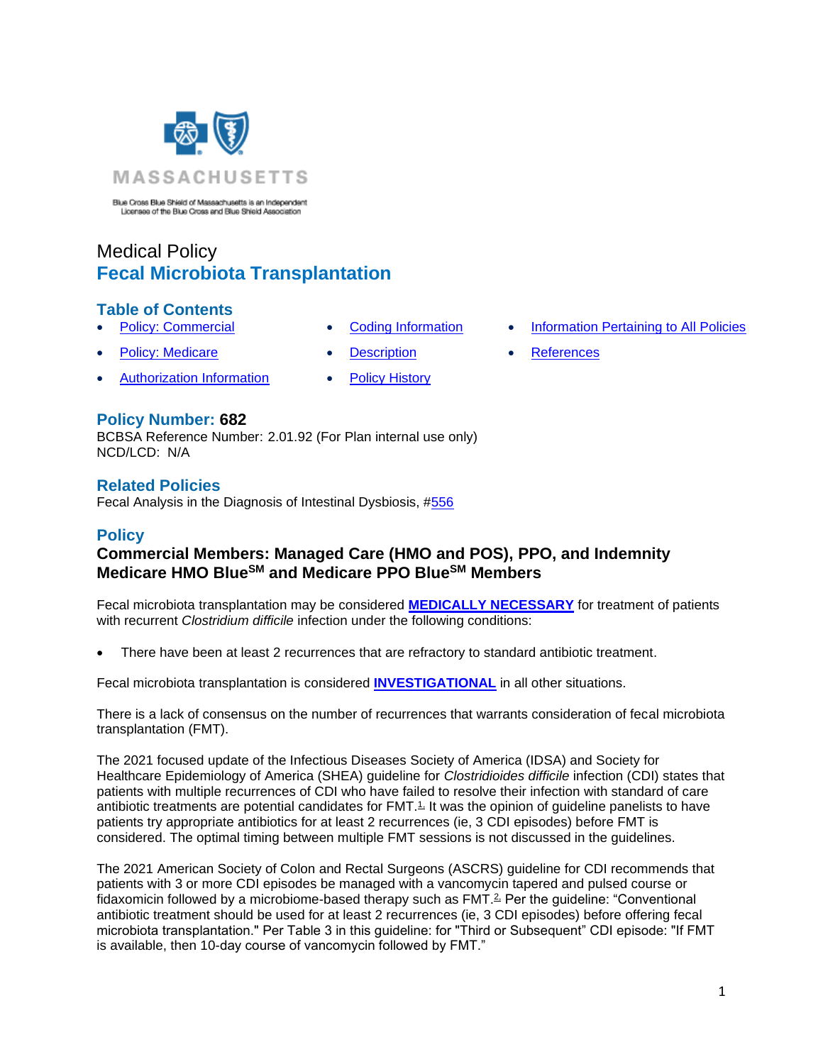MASSACHUSETTS

Blue Cross Blue Shield of Massachusetts is an Independent Licensee of the Blue Cross and Blue Shield Association

# Medical Policy

# Fecal Microbiota Transplantation

## Table of Contents

- Policy: Commercial
- Policy: Medicare
- Authorization Information
- Coding Information
- Description
- Policy History
- Information Pertaining to All Policies
- References

## Policy Number: 682

BCBSA Reference Number: 2.01.92 (For Plan internal use only)
NCD/LCD: N/A

## Related Policies

Fecal Analysis in the Diagnosis of Intestinal Dysbiosis, #556

## Policy

### Commercial Members: Managed Care (HMO and POS), PPO, and Indemnity Medicare HMO Blue[SM] and Medicare PPO Blue[SM] Members

Fecal microbiota transplantation may be considered **MEDICALLY NECESSARY** for treatment of patients with recurrent *Clostridium difficile* infection under the following conditions:

- There have been at least 2 recurrences that are refractory to standard antibiotic treatment.

Fecal microbiota transplantation is considered **INVESTIGATIONAL** in all other situations.

There is a lack of consensus on the number of recurrences that warrants consideration of fecal microbiota transplantation (FMT).

The 2021 focused update of the Infectious Diseases Society of America (IDSA) and Society for Healthcare Epidemiology of America (SHEA) guideline for *Clostridioides difficile* infection (CDI) states that patients with multiple recurrences of CDI who have failed to resolve their infection with standard of care antibiotic treatments are potential candidates for FMT.[1] It was the opinion of guideline panelists to have patients try appropriate antibiotics for at least 2 recurrences (ie, 3 CDI episodes) before FMT is considered. The optimal timing between multiple FMT sessions is not discussed in the guidelines.

The 2021 American Society of Colon and Rectal Surgeons (ASCRS) guideline for CDI recommends that patients with 3 or more CDI episodes be managed with a vancomycin tapered and pulsed course or fidaxomicin followed by a microbiome-based therapy such as FMT.[2] Per the guideline: "Conventional antibiotic treatment should be used for at least 2 recurrences (ie, 3 CDI episodes) before offering fecal microbiota transplantation." Per Table 3 in this guideline: for "Third or Subsequent" CDI episode: "If FMT is available, then 10-day course of vancomycin followed by FMT."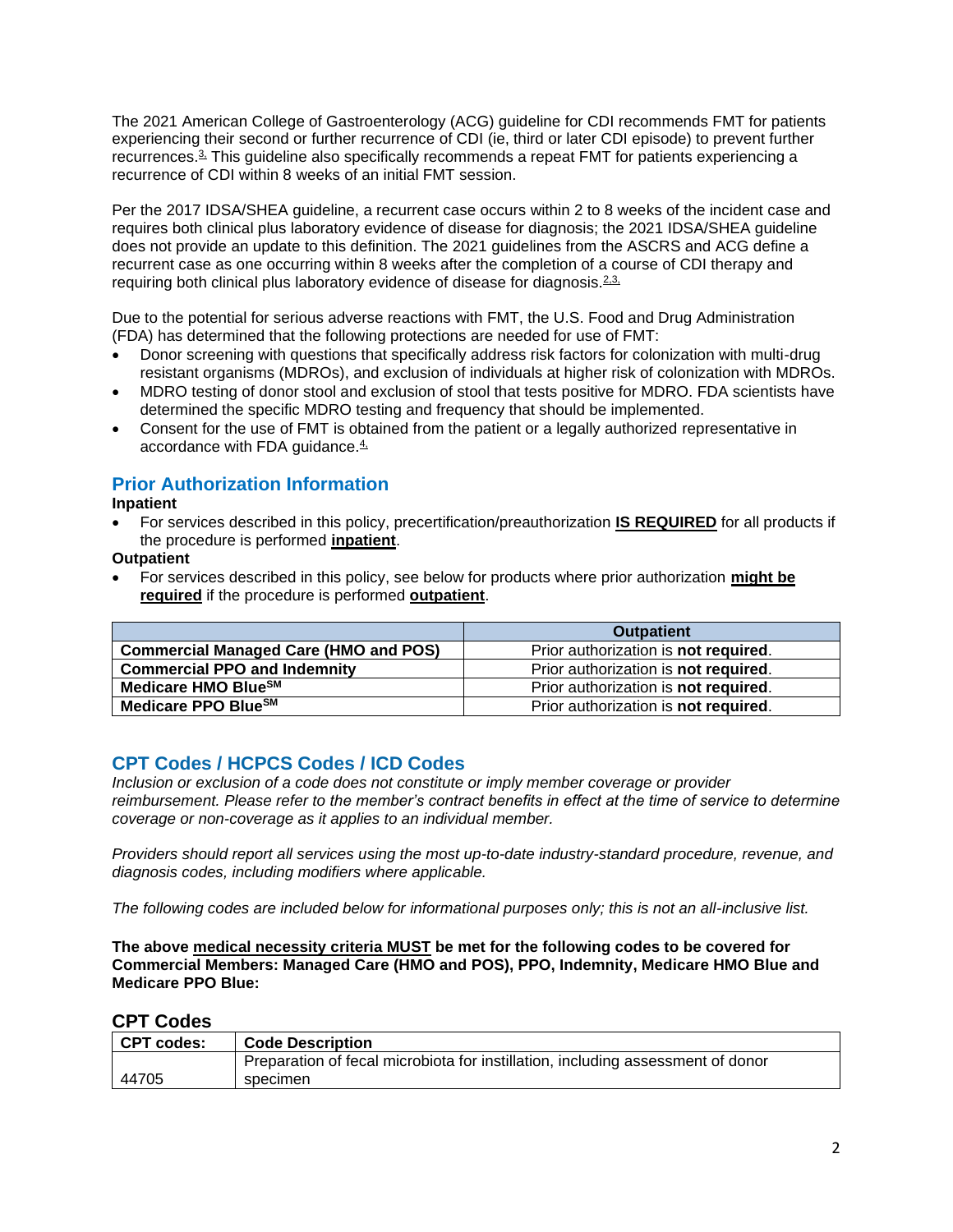The 2021 American College of Gastroenterology (ACG) guideline for CDI recommends FMT for patients experiencing their second or further recurrence of CDI (ie, third or later CDI episode) to prevent further recurrences.[3] This guideline also specifically recommends a repeat FMT for patients experiencing a recurrence of CDI within 8 weeks of an initial FMT session.

Per the 2017 IDSA/SHEA guideline, a recurrent case occurs within 2 to 8 weeks of the incident case and requires both clinical plus laboratory evidence of disease for diagnosis; the 2021 IDSA/SHEA guideline does not provide an update to this definition. The 2021 guidelines from the ASCRS and ACG define a recurrent case as one occurring within 8 weeks after the completion of a course of CDI therapy and requiring both clinical plus laboratory evidence of disease for diagnosis.[2,3]

Due to the potential for serious adverse reactions with FMT, the U.S. Food and Drug Administration (FDA) has determined that the following protections are needed for use of FMT:

- Donor screening with questions that specifically address risk factors for colonization with multi-drug resistant organisms (MDROs), and exclusion of individuals at higher risk of colonization with MDROs.
- MDRO testing of donor stool and exclusion of stool that tests positive for MDRO. FDA scientists have determined the specific MDRO testing and frequency that should be implemented.
- Consent for the use of FMT is obtained from the patient or a legally authorized representative in accordance with FDA guidance.[4]

## Prior Authorization Information

**Inpatient**

- For services described in this policy, precertification/preauthorization **IS REQUIRED** for all products if the procedure is performed **inpatient**.

**Outpatient**

- For services described in this policy, see below for products where prior authorization **might be required** if the procedure is performed **outpatient**.

| | Outpatient |
|---|---|
| **Commercial Managed Care (HMO and POS)** | Prior authorization is **not required**. |
| **Commercial PPO and Indemnity** | Prior authorization is **not required**. |
| **Medicare HMO Blue℠** | Prior authorization is **not required**. |
| **Medicare PPO Blue℠** | Prior authorization is **not required**. |

## CPT Codes / HCPCS Codes / ICD Codes

*Inclusion or exclusion of a code does not constitute or imply member coverage or provider reimbursement. Please refer to the member's contract benefits in effect at the time of service to determine coverage or non-coverage as it applies to an individual member.*

*Providers should report all services using the most up-to-date industry-standard procedure, revenue, and diagnosis codes, including modifiers where applicable.*

*The following codes are included below for informational purposes only; this is not an all-inclusive list.*

**The above medical necessity criteria MUST be met for the following codes to be covered for Commercial Members: Managed Care (HMO and POS), PPO, Indemnity, Medicare HMO Blue and Medicare PPO Blue:**

### CPT Codes

| CPT codes: | Code Description |
|---|---|
| 44705 | Preparation of fecal microbiota for instillation, including assessment of donor specimen |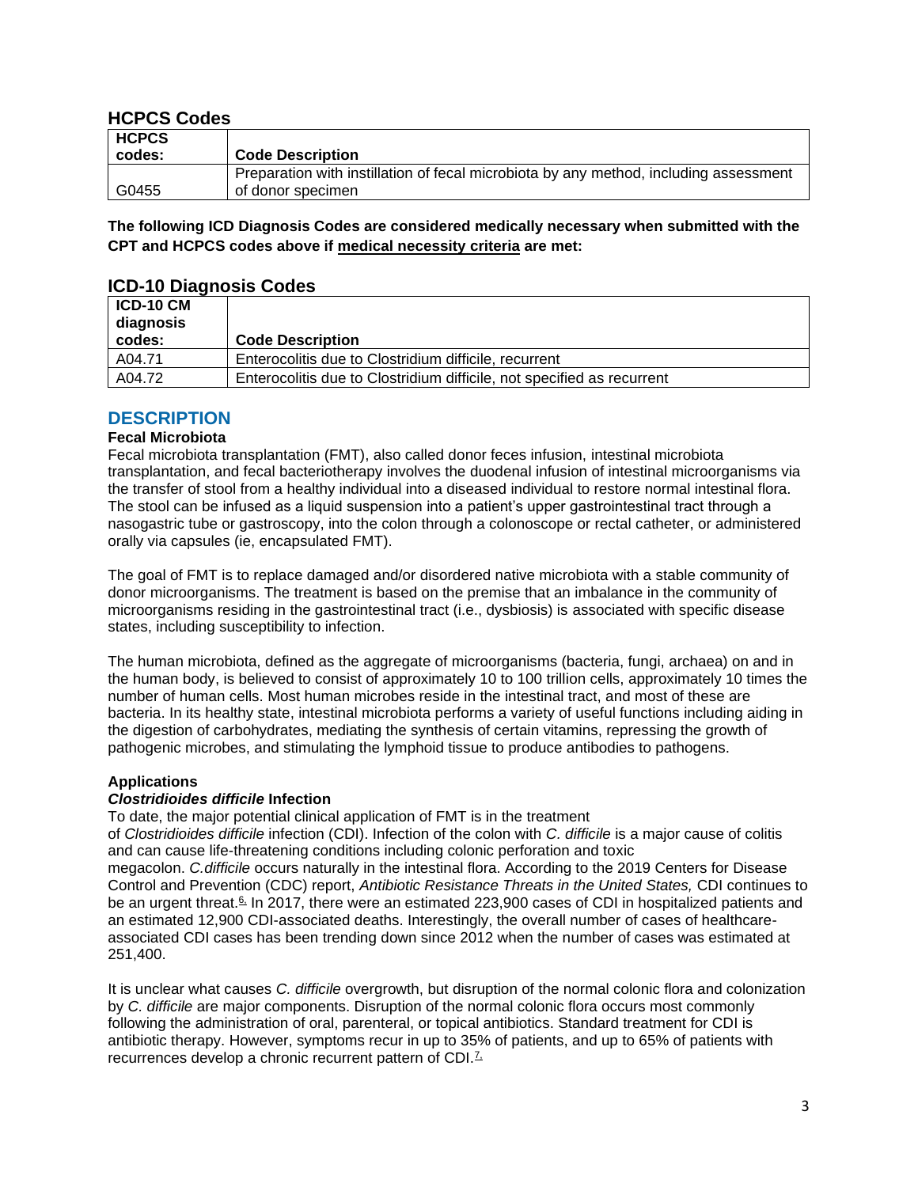## HCPCS Codes

| HCPCS codes: | Code Description |
|---|---|
| G0455 | Preparation with instillation of fecal microbiota by any method, including assessment of donor specimen |

**The following ICD Diagnosis Codes are considered medically necessary when submitted with the CPT and HCPCS codes above if medical necessity criteria are met:**

## ICD-10 Diagnosis Codes

| ICD-10 CM diagnosis codes: | Code Description |
|---|---|
| A04.71 | Enterocolitis due to Clostridium difficile, recurrent |
| A04.72 | Enterocolitis due to Clostridium difficile, not specified as recurrent |

# DESCRIPTION

### Fecal Microbiota

Fecal microbiota transplantation (FMT), also called donor feces infusion, intestinal microbiota transplantation, and fecal bacteriotherapy involves the duodenal infusion of intestinal microorganisms via the transfer of stool from a healthy individual into a diseased individual to restore normal intestinal flora. The stool can be infused as a liquid suspension into a patient's upper gastrointestinal tract through a nasogastric tube or gastroscopy, into the colon through a colonoscope or rectal catheter, or administered orally via capsules (ie, encapsulated FMT).

The goal of FMT is to replace damaged and/or disordered native microbiota with a stable community of donor microorganisms. The treatment is based on the premise that an imbalance in the community of microorganisms residing in the gastrointestinal tract (i.e., dysbiosis) is associated with specific disease states, including susceptibility to infection.

The human microbiota, defined as the aggregate of microorganisms (bacteria, fungi, archaea) on and in the human body, is believed to consist of approximately 10 to 100 trillion cells, approximately 10 times the number of human cells. Most human microbes reside in the intestinal tract, and most of these are bacteria. In its healthy state, intestinal microbiota performs a variety of useful functions including aiding in the digestion of carbohydrates, mediating the synthesis of certain vitamins, repressing the growth of pathogenic microbes, and stimulating the lymphoid tissue to produce antibodies to pathogens.

### Applications

#### *Clostridioides difficile* Infection

To date, the major potential clinical application of FMT is in the treatment of *Clostridioides difficile* infection (CDI). Infection of the colon with *C. difficile* is a major cause of colitis and can cause life-threatening conditions including colonic perforation and toxic megacolon. *C.difficile* occurs naturally in the intestinal flora. According to the 2019 Centers for Disease Control and Prevention (CDC) report, *Antibiotic Resistance Threats in the United States,* CDI continues to be an urgent threat.[6] In 2017, there were an estimated 223,900 cases of CDI in hospitalized patients and an estimated 12,900 CDI-associated deaths. Interestingly, the overall number of cases of healthcare-associated CDI cases has been trending down since 2012 when the number of cases was estimated at 251,400.

It is unclear what causes *C. difficile* overgrowth, but disruption of the normal colonic flora and colonization by *C. difficile* are major components. Disruption of the normal colonic flora occurs most commonly following the administration of oral, parenteral, or topical antibiotics. Standard treatment for CDI is antibiotic therapy. However, symptoms recur in up to 35% of patients, and up to 65% of patients with recurrences develop a chronic recurrent pattern of CDI.[7]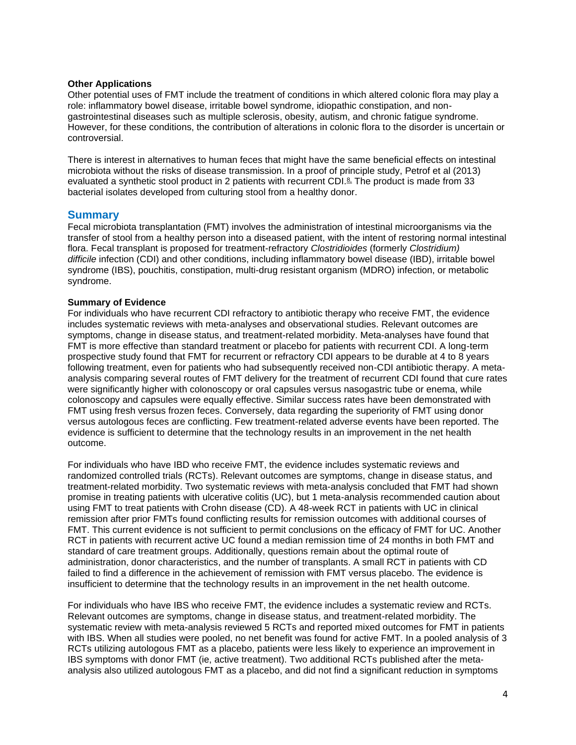**Other Applications**

Other potential uses of FMT include the treatment of conditions in which altered colonic flora may play a role: inflammatory bowel disease, irritable bowel syndrome, idiopathic constipation, and non-gastrointestinal diseases such as multiple sclerosis, obesity, autism, and chronic fatigue syndrome. However, for these conditions, the contribution of alterations in colonic flora to the disorder is uncertain or controversial.

There is interest in alternatives to human feces that might have the same beneficial effects on intestinal microbiota without the risks of disease transmission. In a proof of principle study, Petrof et al (2013) evaluated a synthetic stool product in 2 patients with recurrent CDI.[8] The product is made from 33 bacterial isolates developed from culturing stool from a healthy donor.

## Summary

Fecal microbiota transplantation (FMT) involves the administration of intestinal microorganisms via the transfer of stool from a healthy person into a diseased patient, with the intent of restoring normal intestinal flora. Fecal transplant is proposed for treatment-refractory *Clostridioides* (formerly *Clostridium) difficile* infection (CDI) and other conditions, including inflammatory bowel disease (IBD), irritable bowel syndrome (IBS), pouchitis, constipation, multi-drug resistant organism (MDRO) infection, or metabolic syndrome.

**Summary of Evidence**

For individuals who have recurrent CDI refractory to antibiotic therapy who receive FMT, the evidence includes systematic reviews with meta-analyses and observational studies. Relevant outcomes are symptoms, change in disease status, and treatment-related morbidity. Meta-analyses have found that FMT is more effective than standard treatment or placebo for patients with recurrent CDI. A long-term prospective study found that FMT for recurrent or refractory CDI appears to be durable at 4 to 8 years following treatment, even for patients who had subsequently received non-CDI antibiotic therapy. A meta-analysis comparing several routes of FMT delivery for the treatment of recurrent CDI found that cure rates were significantly higher with colonoscopy or oral capsules versus nasogastric tube or enema, while colonoscopy and capsules were equally effective. Similar success rates have been demonstrated with FMT using fresh versus frozen feces. Conversely, data regarding the superiority of FMT using donor versus autologous feces are conflicting. Few treatment-related adverse events have been reported. The evidence is sufficient to determine that the technology results in an improvement in the net health outcome.

For individuals who have IBD who receive FMT, the evidence includes systematic reviews and randomized controlled trials (RCTs). Relevant outcomes are symptoms, change in disease status, and treatment-related morbidity. Two systematic reviews with meta-analysis concluded that FMT had shown promise in treating patients with ulcerative colitis (UC), but 1 meta-analysis recommended caution about using FMT to treat patients with Crohn disease (CD). A 48-week RCT in patients with UC in clinical remission after prior FMTs found conflicting results for remission outcomes with additional courses of FMT. This current evidence is not sufficient to permit conclusions on the efficacy of FMT for UC. Another RCT in patients with recurrent active UC found a median remission time of 24 months in both FMT and standard of care treatment groups. Additionally, questions remain about the optimal route of administration, donor characteristics, and the number of transplants. A small RCT in patients with CD failed to find a difference in the achievement of remission with FMT versus placebo. The evidence is insufficient to determine that the technology results in an improvement in the net health outcome.

For individuals who have IBS who receive FMT, the evidence includes a systematic review and RCTs. Relevant outcomes are symptoms, change in disease status, and treatment-related morbidity. The systematic review with meta-analysis reviewed 5 RCTs and reported mixed outcomes for FMT in patients with IBS. When all studies were pooled, no net benefit was found for active FMT. In a pooled analysis of 3 RCTs utilizing autologous FMT as a placebo, patients were less likely to experience an improvement in IBS symptoms with donor FMT (ie, active treatment). Two additional RCTs published after the meta-analysis also utilized autologous FMT as a placebo, and did not find a significant reduction in symptoms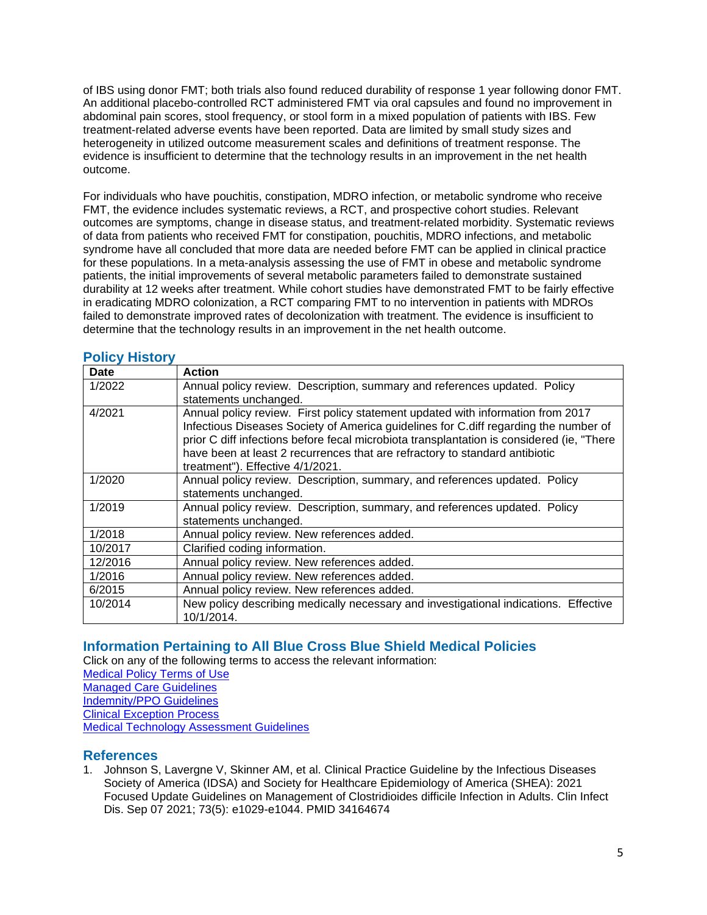of IBS using donor FMT; both trials also found reduced durability of response 1 year following donor FMT. An additional placebo-controlled RCT administered FMT via oral capsules and found no improvement in abdominal pain scores, stool frequency, or stool form in a mixed population of patients with IBS. Few treatment-related adverse events have been reported. Data are limited by small study sizes and heterogeneity in utilized outcome measurement scales and definitions of treatment response. The evidence is insufficient to determine that the technology results in an improvement in the net health outcome.

For individuals who have pouchitis, constipation, MDRO infection, or metabolic syndrome who receive FMT, the evidence includes systematic reviews, a RCT, and prospective cohort studies. Relevant outcomes are symptoms, change in disease status, and treatment-related morbidity. Systematic reviews of data from patients who received FMT for constipation, pouchitis, MDRO infections, and metabolic syndrome have all concluded that more data are needed before FMT can be applied in clinical practice for these populations. In a meta-analysis assessing the use of FMT in obese and metabolic syndrome patients, the initial improvements of several metabolic parameters failed to demonstrate sustained durability at 12 weeks after treatment. While cohort studies have demonstrated FMT to be fairly effective in eradicating MDRO colonization, a RCT comparing FMT to no intervention in patients with MDROs failed to demonstrate improved rates of decolonization with treatment. The evidence is insufficient to determine that the technology results in an improvement in the net health outcome.

## Policy History

| Date | Action |
|---|---|
| 1/2022 | Annual policy review. Description, summary and references updated. Policy statements unchanged. |
| 4/2021 | Annual policy review. First policy statement updated with information from 2017 Infectious Diseases Society of America guidelines for C.diff regarding the number of prior C diff infections before fecal microbiota transplantation is considered (ie, "There have been at least 2 recurrences that are refractory to standard antibiotic treatment"). Effective 4/1/2021. |
| 1/2020 | Annual policy review. Description, summary, and references updated. Policy statements unchanged. |
| 1/2019 | Annual policy review. Description, summary, and references updated. Policy statements unchanged. |
| 1/2018 | Annual policy review. New references added. |
| 10/2017 | Clarified coding information. |
| 12/2016 | Annual policy review. New references added. |
| 1/2016 | Annual policy review. New references added. |
| 6/2015 | Annual policy review. New references added. |
| 10/2014 | New policy describing medically necessary and investigational indications. Effective 10/1/2014. |

## Information Pertaining to All Blue Cross Blue Shield Medical Policies

Click on any of the following terms to access the relevant information:

Medical Policy Terms of Use
Managed Care Guidelines
Indemnity/PPO Guidelines
Clinical Exception Process
Medical Technology Assessment Guidelines

## References

1. Johnson S, Lavergne V, Skinner AM, et al. Clinical Practice Guideline by the Infectious Diseases Society of America (IDSA) and Society for Healthcare Epidemiology of America (SHEA): 2021 Focused Update Guidelines on Management of Clostridioides difficile Infection in Adults. Clin Infect Dis. Sep 07 2021; 73(5): e1029-e1044. PMID 34164674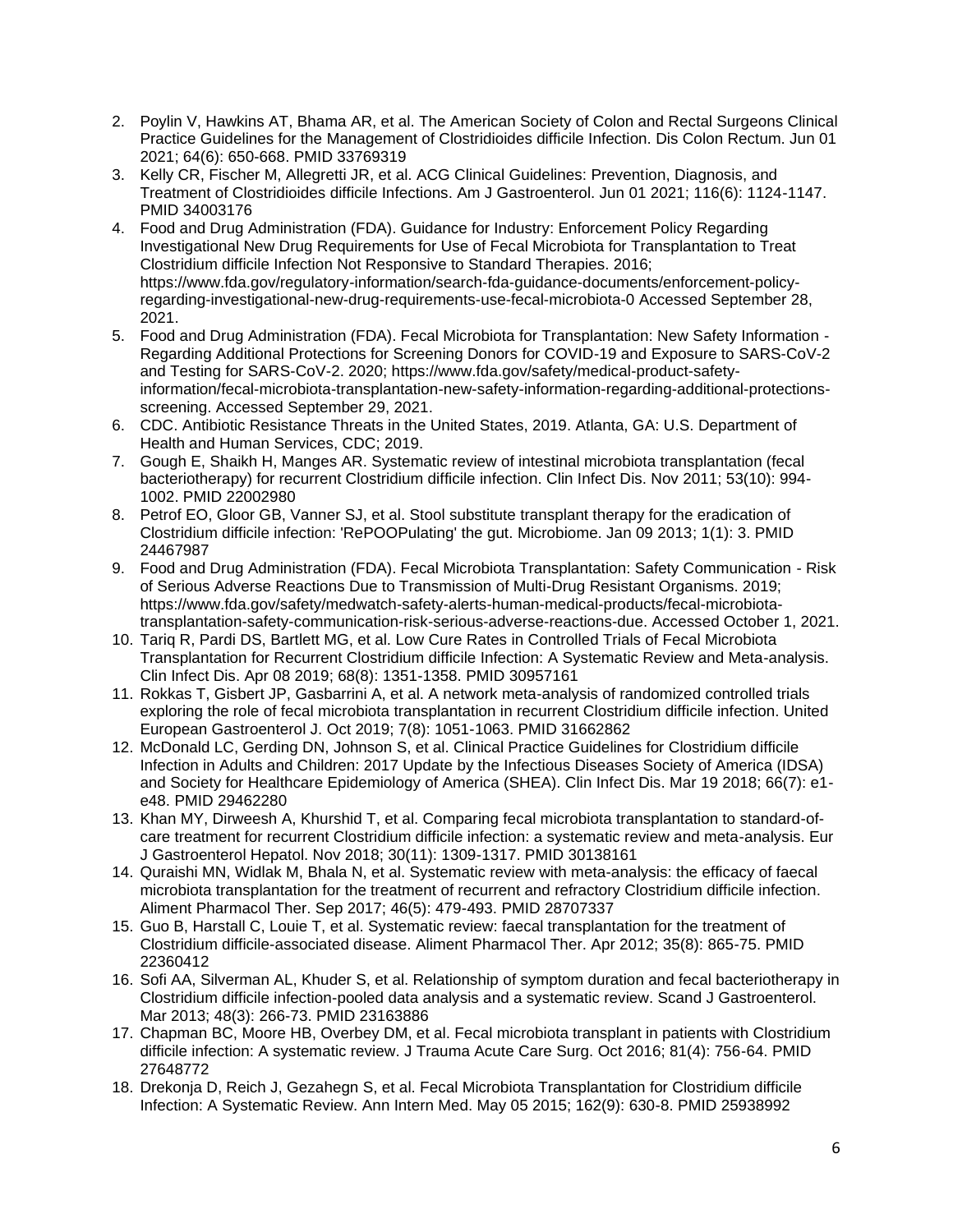2. Poylin V, Hawkins AT, Bhama AR, et al. The American Society of Colon and Rectal Surgeons Clinical Practice Guidelines for the Management of Clostridioides difficile Infection. Dis Colon Rectum. Jun 01 2021; 64(6): 650-668. PMID 33769319
3. Kelly CR, Fischer M, Allegretti JR, et al. ACG Clinical Guidelines: Prevention, Diagnosis, and Treatment of Clostridioides difficile Infections. Am J Gastroenterol. Jun 01 2021; 116(6): 1124-1147. PMID 34003176
4. Food and Drug Administration (FDA). Guidance for Industry: Enforcement Policy Regarding Investigational New Drug Requirements for Use of Fecal Microbiota for Transplantation to Treat Clostridium difficile Infection Not Responsive to Standard Therapies. 2016; https://www.fda.gov/regulatory-information/search-fda-guidance-documents/enforcement-policy-regarding-investigational-new-drug-requirements-use-fecal-microbiota-0 Accessed September 28, 2021.
5. Food and Drug Administration (FDA). Fecal Microbiota for Transplantation: New Safety Information - Regarding Additional Protections for Screening Donors for COVID-19 and Exposure to SARS-CoV-2 and Testing for SARS-CoV-2. 2020; https://www.fda.gov/safety/medical-product-safety-information/fecal-microbiota-transplantation-new-safety-information-regarding-additional-protections-screening. Accessed September 29, 2021.
6. CDC. Antibiotic Resistance Threats in the United States, 2019. Atlanta, GA: U.S. Department of Health and Human Services, CDC; 2019.
7. Gough E, Shaikh H, Manges AR. Systematic review of intestinal microbiota transplantation (fecal bacteriotherapy) for recurrent Clostridium difficile infection. Clin Infect Dis. Nov 2011; 53(10): 994-1002. PMID 22002980
8. Petrof EO, Gloor GB, Vanner SJ, et al. Stool substitute transplant therapy for the eradication of Clostridium difficile infection: 'RePOOPulating' the gut. Microbiome. Jan 09 2013; 1(1): 3. PMID 24467987
9. Food and Drug Administration (FDA). Fecal Microbiota Transplantation: Safety Communication - Risk of Serious Adverse Reactions Due to Transmission of Multi-Drug Resistant Organisms. 2019; https://www.fda.gov/safety/medwatch-safety-alerts-human-medical-products/fecal-microbiota-transplantation-safety-communication-risk-serious-adverse-reactions-due. Accessed October 1, 2021.
10. Tariq R, Pardi DS, Bartlett MG, et al. Low Cure Rates in Controlled Trials of Fecal Microbiota Transplantation for Recurrent Clostridium difficile Infection: A Systematic Review and Meta-analysis. Clin Infect Dis. Apr 08 2019; 68(8): 1351-1358. PMID 30957161
11. Rokkas T, Gisbert JP, Gasbarrini A, et al. A network meta-analysis of randomized controlled trials exploring the role of fecal microbiota transplantation in recurrent Clostridium difficile infection. United European Gastroenterol J. Oct 2019; 7(8): 1051-1063. PMID 31662862
12. McDonald LC, Gerding DN, Johnson S, et al. Clinical Practice Guidelines for Clostridium difficile Infection in Adults and Children: 2017 Update by the Infectious Diseases Society of America (IDSA) and Society for Healthcare Epidemiology of America (SHEA). Clin Infect Dis. Mar 19 2018; 66(7): e1-e48. PMID 29462280
13. Khan MY, Dirweesh A, Khurshid T, et al. Comparing fecal microbiota transplantation to standard-of-care treatment for recurrent Clostridium difficile infection: a systematic review and meta-analysis. Eur J Gastroenterol Hepatol. Nov 2018; 30(11): 1309-1317. PMID 30138161
14. Quraishi MN, Widlak M, Bhala N, et al. Systematic review with meta-analysis: the efficacy of faecal microbiota transplantation for the treatment of recurrent and refractory Clostridium difficile infection. Aliment Pharmacol Ther. Sep 2017; 46(5): 479-493. PMID 28707337
15. Guo B, Harstall C, Louie T, et al. Systematic review: faecal transplantation for the treatment of Clostridium difficile-associated disease. Aliment Pharmacol Ther. Apr 2012; 35(8): 865-75. PMID 22360412
16. Sofi AA, Silverman AL, Khuder S, et al. Relationship of symptom duration and fecal bacteriotherapy in Clostridium difficile infection-pooled data analysis and a systematic review. Scand J Gastroenterol. Mar 2013; 48(3): 266-73. PMID 23163886
17. Chapman BC, Moore HB, Overbey DM, et al. Fecal microbiota transplant in patients with Clostridium difficile infection: A systematic review. J Trauma Acute Care Surg. Oct 2016; 81(4): 756-64. PMID 27648772
18. Drekonja D, Reich J, Gezahegn S, et al. Fecal Microbiota Transplantation for Clostridium difficile Infection: A Systematic Review. Ann Intern Med. May 05 2015; 162(9): 630-8. PMID 25938992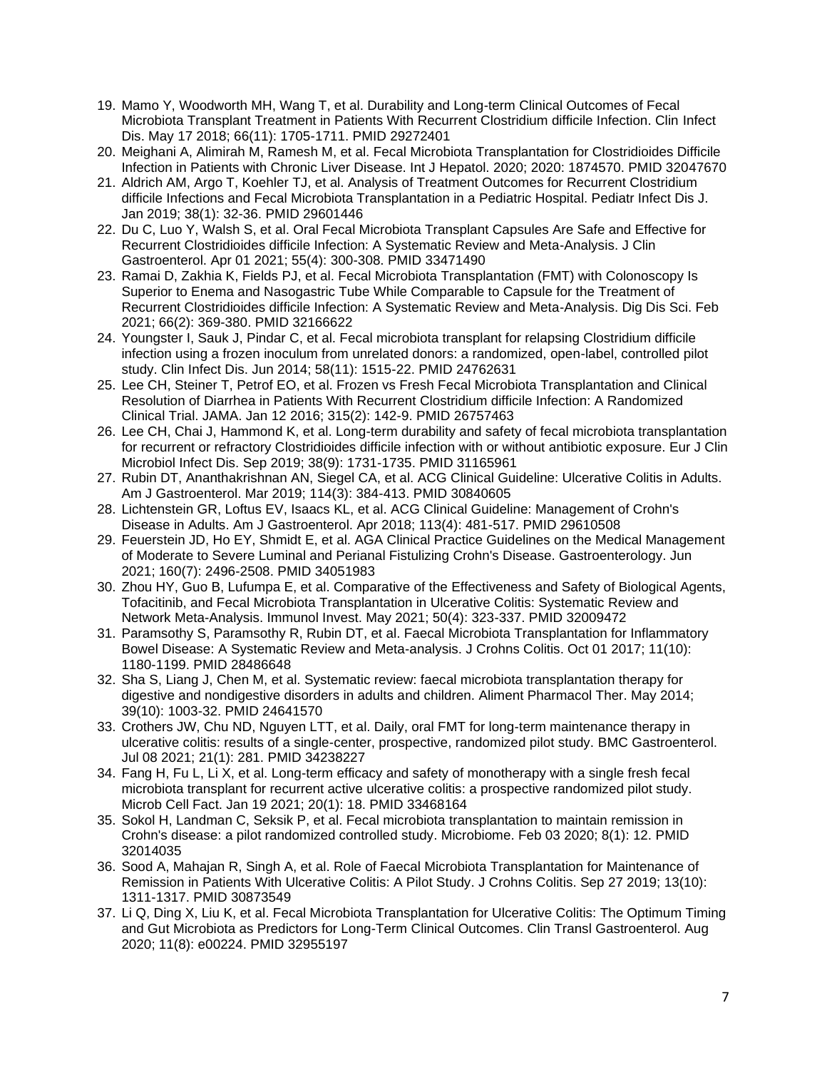19. Mamo Y, Woodworth MH, Wang T, et al. Durability and Long-term Clinical Outcomes of Fecal Microbiota Transplant Treatment in Patients With Recurrent Clostridium difficile Infection. Clin Infect Dis. May 17 2018; 66(11): 1705-1711. PMID 29272401
20. Meighani A, Alimirah M, Ramesh M, et al. Fecal Microbiota Transplantation for Clostridioides Difficile Infection in Patients with Chronic Liver Disease. Int J Hepatol. 2020; 2020: 1874570. PMID 32047670
21. Aldrich AM, Argo T, Koehler TJ, et al. Analysis of Treatment Outcomes for Recurrent Clostridium difficile Infections and Fecal Microbiota Transplantation in a Pediatric Hospital. Pediatr Infect Dis J. Jan 2019; 38(1): 32-36. PMID 29601446
22. Du C, Luo Y, Walsh S, et al. Oral Fecal Microbiota Transplant Capsules Are Safe and Effective for Recurrent Clostridioides difficile Infection: A Systematic Review and Meta-Analysis. J Clin Gastroenterol. Apr 01 2021; 55(4): 300-308. PMID 33471490
23. Ramai D, Zakhia K, Fields PJ, et al. Fecal Microbiota Transplantation (FMT) with Colonoscopy Is Superior to Enema and Nasogastric Tube While Comparable to Capsule for the Treatment of Recurrent Clostridioides difficile Infection: A Systematic Review and Meta-Analysis. Dig Dis Sci. Feb 2021; 66(2): 369-380. PMID 32166622
24. Youngster I, Sauk J, Pindar C, et al. Fecal microbiota transplant for relapsing Clostridium difficile infection using a frozen inoculum from unrelated donors: a randomized, open-label, controlled pilot study. Clin Infect Dis. Jun 2014; 58(11): 1515-22. PMID 24762631
25. Lee CH, Steiner T, Petrof EO, et al. Frozen vs Fresh Fecal Microbiota Transplantation and Clinical Resolution of Diarrhea in Patients With Recurrent Clostridium difficile Infection: A Randomized Clinical Trial. JAMA. Jan 12 2016; 315(2): 142-9. PMID 26757463
26. Lee CH, Chai J, Hammond K, et al. Long-term durability and safety of fecal microbiota transplantation for recurrent or refractory Clostridioides difficile infection with or without antibiotic exposure. Eur J Clin Microbiol Infect Dis. Sep 2019; 38(9): 1731-1735. PMID 31165961
27. Rubin DT, Ananthakrishnan AN, Siegel CA, et al. ACG Clinical Guideline: Ulcerative Colitis in Adults. Am J Gastroenterol. Mar 2019; 114(3): 384-413. PMID 30840605
28. Lichtenstein GR, Loftus EV, Isaacs KL, et al. ACG Clinical Guideline: Management of Crohn's Disease in Adults. Am J Gastroenterol. Apr 2018; 113(4): 481-517. PMID 29610508
29. Feuerstein JD, Ho EY, Shmidt E, et al. AGA Clinical Practice Guidelines on the Medical Management of Moderate to Severe Luminal and Perianal Fistulizing Crohn's Disease. Gastroenterology. Jun 2021; 160(7): 2496-2508. PMID 34051983
30. Zhou HY, Guo B, Lufumpa E, et al. Comparative of the Effectiveness and Safety of Biological Agents, Tofacitinib, and Fecal Microbiota Transplantation in Ulcerative Colitis: Systematic Review and Network Meta-Analysis. Immunol Invest. May 2021; 50(4): 323-337. PMID 32009472
31. Paramsothy S, Paramsothy R, Rubin DT, et al. Faecal Microbiota Transplantation for Inflammatory Bowel Disease: A Systematic Review and Meta-analysis. J Crohns Colitis. Oct 01 2017; 11(10): 1180-1199. PMID 28486648
32. Sha S, Liang J, Chen M, et al. Systematic review: faecal microbiota transplantation therapy for digestive and nondigestive disorders in adults and children. Aliment Pharmacol Ther. May 2014; 39(10): 1003-32. PMID 24641570
33. Crothers JW, Chu ND, Nguyen LTT, et al. Daily, oral FMT for long-term maintenance therapy in ulcerative colitis: results of a single-center, prospective, randomized pilot study. BMC Gastroenterol. Jul 08 2021; 21(1): 281. PMID 34238227
34. Fang H, Fu L, Li X, et al. Long-term efficacy and safety of monotherapy with a single fresh fecal microbiota transplant for recurrent active ulcerative colitis: a prospective randomized pilot study. Microb Cell Fact. Jan 19 2021; 20(1): 18. PMID 33468164
35. Sokol H, Landman C, Seksik P, et al. Fecal microbiota transplantation to maintain remission in Crohn's disease: a pilot randomized controlled study. Microbiome. Feb 03 2020; 8(1): 12. PMID 32014035
36. Sood A, Mahajan R, Singh A, et al. Role of Faecal Microbiota Transplantation for Maintenance of Remission in Patients With Ulcerative Colitis: A Pilot Study. J Crohns Colitis. Sep 27 2019; 13(10): 1311-1317. PMID 30873549
37. Li Q, Ding X, Liu K, et al. Fecal Microbiota Transplantation for Ulcerative Colitis: The Optimum Timing and Gut Microbiota as Predictors for Long-Term Clinical Outcomes. Clin Transl Gastroenterol. Aug 2020; 11(8): e00224. PMID 32955197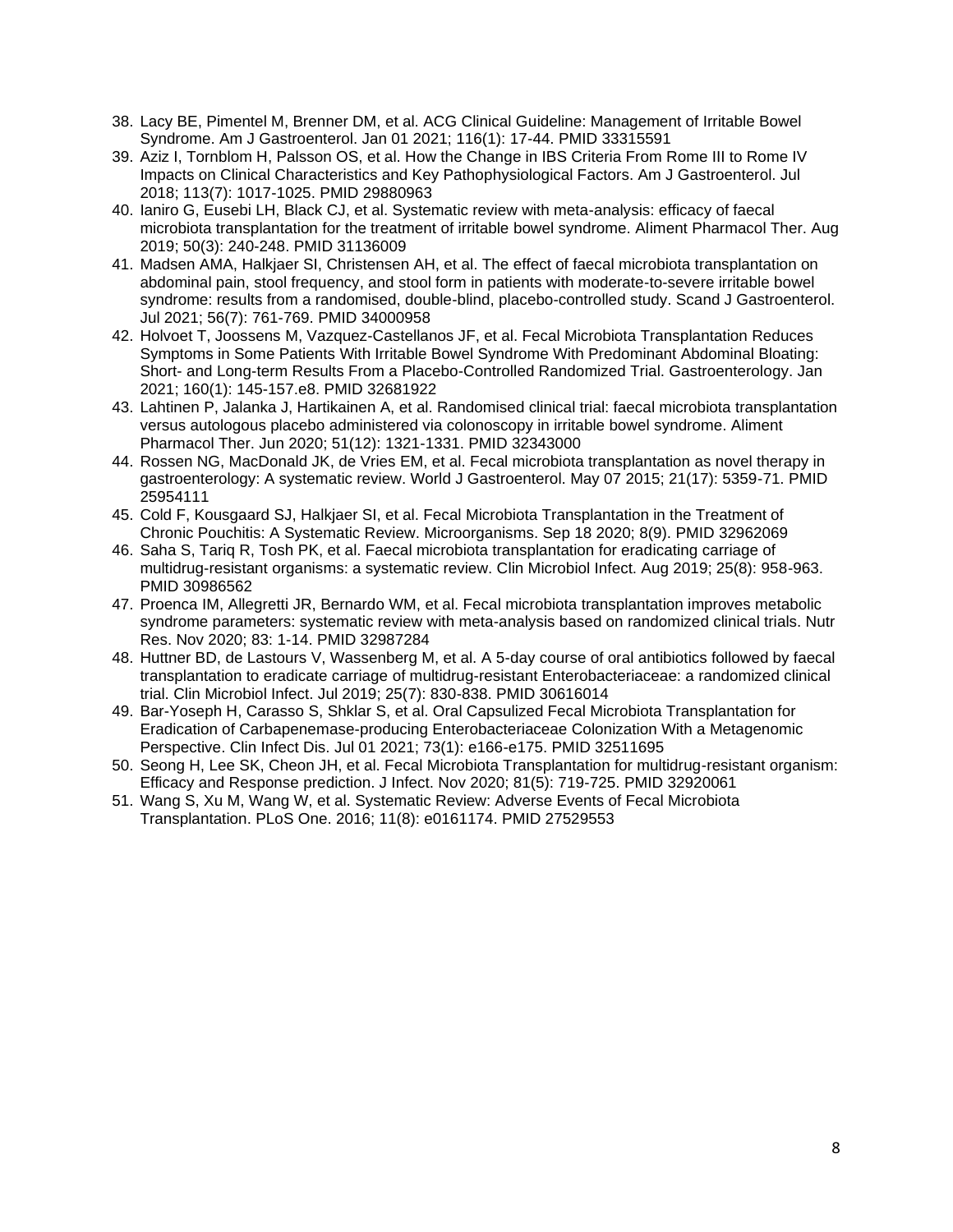38. Lacy BE, Pimentel M, Brenner DM, et al. ACG Clinical Guideline: Management of Irritable Bowel Syndrome. Am J Gastroenterol. Jan 01 2021; 116(1): 17-44. PMID 33315591
39. Aziz I, Tornblom H, Palsson OS, et al. How the Change in IBS Criteria From Rome III to Rome IV Impacts on Clinical Characteristics and Key Pathophysiological Factors. Am J Gastroenterol. Jul 2018; 113(7): 1017-1025. PMID 29880963
40. Ianiro G, Eusebi LH, Black CJ, et al. Systematic review with meta-analysis: efficacy of faecal microbiota transplantation for the treatment of irritable bowel syndrome. Aliment Pharmacol Ther. Aug 2019; 50(3): 240-248. PMID 31136009
41. Madsen AMA, Halkjaer SI, Christensen AH, et al. The effect of faecal microbiota transplantation on abdominal pain, stool frequency, and stool form in patients with moderate-to-severe irritable bowel syndrome: results from a randomised, double-blind, placebo-controlled study. Scand J Gastroenterol. Jul 2021; 56(7): 761-769. PMID 34000958
42. Holvoet T, Joossens M, Vazquez-Castellanos JF, et al. Fecal Microbiota Transplantation Reduces Symptoms in Some Patients With Irritable Bowel Syndrome With Predominant Abdominal Bloating: Short- and Long-term Results From a Placebo-Controlled Randomized Trial. Gastroenterology. Jan 2021; 160(1): 145-157.e8. PMID 32681922
43. Lahtinen P, Jalanka J, Hartikainen A, et al. Randomised clinical trial: faecal microbiota transplantation versus autologous placebo administered via colonoscopy in irritable bowel syndrome. Aliment Pharmacol Ther. Jun 2020; 51(12): 1321-1331. PMID 32343000
44. Rossen NG, MacDonald JK, de Vries EM, et al. Fecal microbiota transplantation as novel therapy in gastroenterology: A systematic review. World J Gastroenterol. May 07 2015; 21(17): 5359-71. PMID 25954111
45. Cold F, Kousgaard SJ, Halkjaer SI, et al. Fecal Microbiota Transplantation in the Treatment of Chronic Pouchitis: A Systematic Review. Microorganisms. Sep 18 2020; 8(9). PMID 32962069
46. Saha S, Tariq R, Tosh PK, et al. Faecal microbiota transplantation for eradicating carriage of multidrug-resistant organisms: a systematic review. Clin Microbiol Infect. Aug 2019; 25(8): 958-963. PMID 30986562
47. Proenca IM, Allegretti JR, Bernardo WM, et al. Fecal microbiota transplantation improves metabolic syndrome parameters: systematic review with meta-analysis based on randomized clinical trials. Nutr Res. Nov 2020; 83: 1-14. PMID 32987284
48. Huttner BD, de Lastours V, Wassenberg M, et al. A 5-day course of oral antibiotics followed by faecal transplantation to eradicate carriage of multidrug-resistant Enterobacteriaceae: a randomized clinical trial. Clin Microbiol Infect. Jul 2019; 25(7): 830-838. PMID 30616014
49. Bar-Yoseph H, Carasso S, Shklar S, et al. Oral Capsulized Fecal Microbiota Transplantation for Eradication of Carbapenemase-producing Enterobacteriaceae Colonization With a Metagenomic Perspective. Clin Infect Dis. Jul 01 2021; 73(1): e166-e175. PMID 32511695
50. Seong H, Lee SK, Cheon JH, et al. Fecal Microbiota Transplantation for multidrug-resistant organism: Efficacy and Response prediction. J Infect. Nov 2020; 81(5): 719-725. PMID 32920061
51. Wang S, Xu M, Wang W, et al. Systematic Review: Adverse Events of Fecal Microbiota Transplantation. PLoS One. 2016; 11(8): e0161174. PMID 27529553